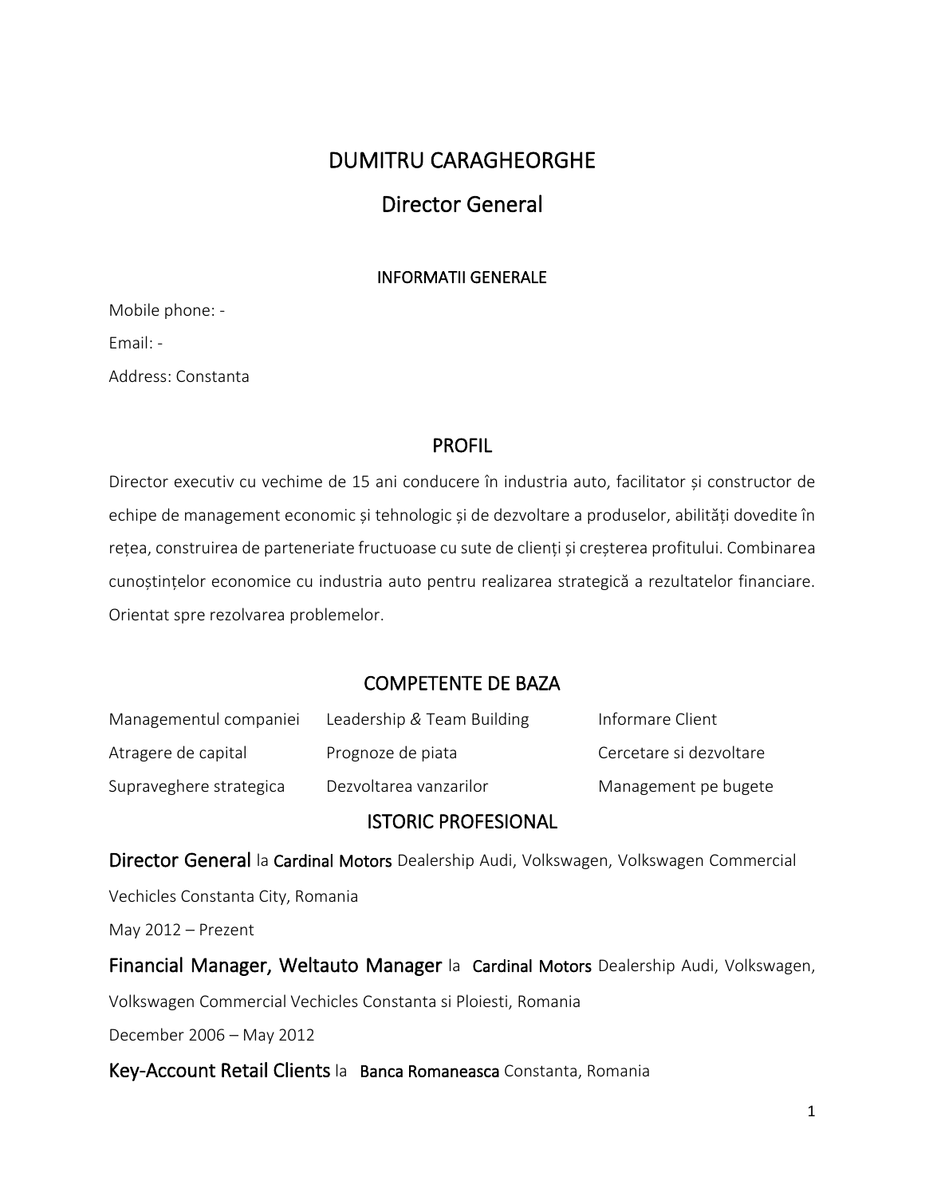# DUMITRU CARAGHEORGHE

## Director General

### INFORMATII GENERALE

Mobile phone: -

Email: -

Address: Constanta

## PROFIL

Director executiv cu vechime de 15 ani conducere în industria auto, facilitator și constructor de echipe de management economic și tehnologic și de dezvoltare a produselor, abilități dovedite în rețea, construirea de parteneriate fructuoase cu sute de clienți și creșterea profitului. Combinarea cunoștințelor economice cu industria auto pentru realizarea strategică a rezultatelor financiare. Orientat spre rezolvarea problemelor.

## COMPETENTE DE BAZA

| | | |
|---|---|---|
| Managementul companiei | Leadership & Team Building | Informare Client |
| Atragere de capital | Prognoze de piata | Cercetare si dezvoltare |
| Supraveghere strategica | Dezvoltarea vanzarilor | Management pe bugete |

## ISTORIC PROFESIONAL

**Director General** la **Cardinal Motors** Dealership Audi, Volkswagen, Volkswagen Commercial Vechicles Constanta City, Romania

May 2012 – Prezent

**Financial Manager, Weltauto Manager** la **Cardinal Motors** Dealership Audi, Volkswagen, Volkswagen Commercial Vechicles Constanta si Ploiesti, Romania

December 2006 – May 2012

**Key-Account Retail Clients** la **Banca Romaneasca** Constanta, Romania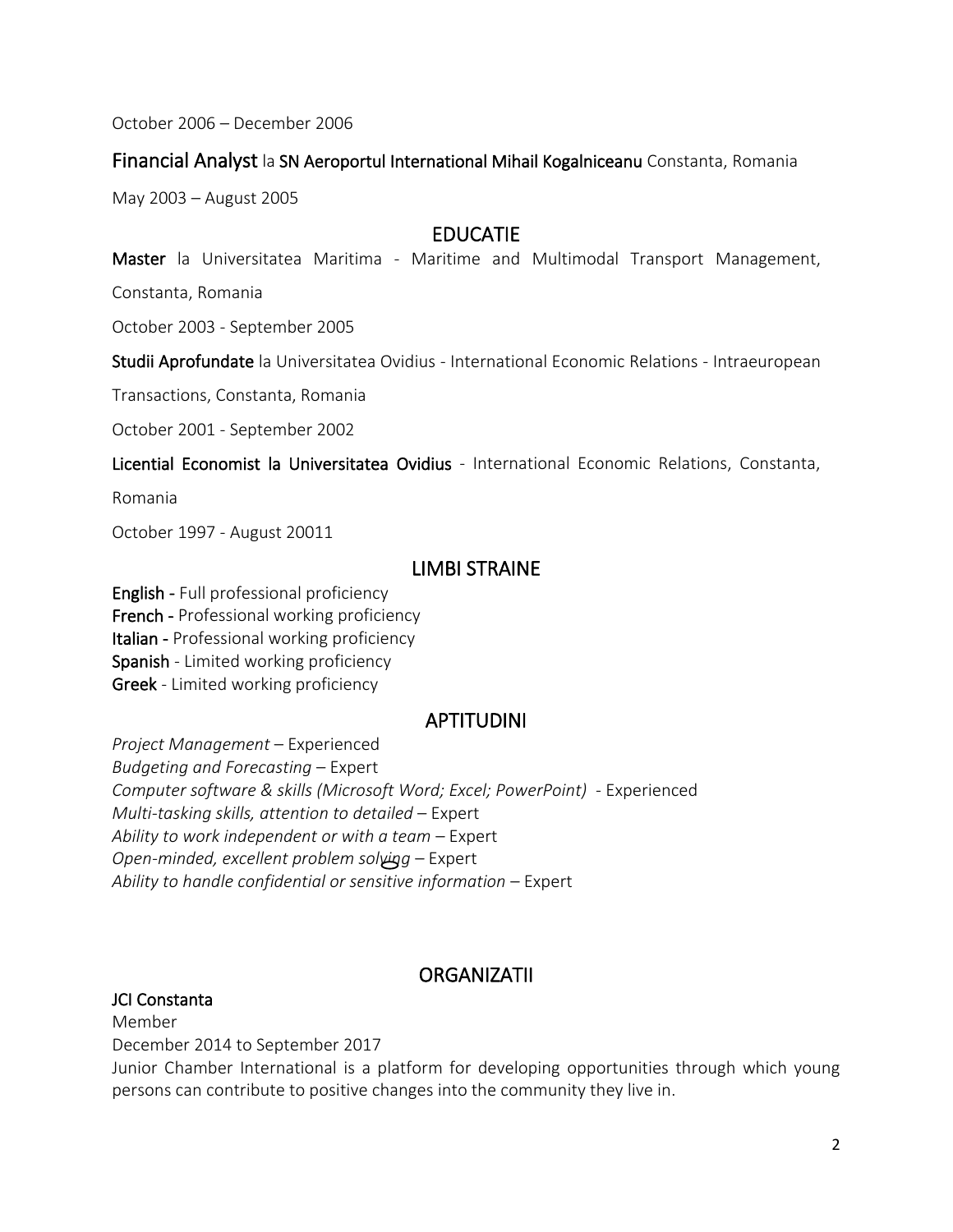October 2006 – December 2006

**Financial Analyst** la **SN Aeroportul International Mihail Kogalniceanu** Constanta, Romania

May 2003 – August 2005

## EDUCATIE

**Master** la Universitatea Maritima - Maritime and Multimodal Transport Management, Constanta, Romania

October 2003 - September 2005

**Studii Aprofundate** la Universitatea Ovidius - International Economic Relations - Intraeuropean Transactions, Constanta, Romania

October 2001 - September 2002

**Licential Economist la Universitatea Ovidius** - International Economic Relations, Constanta, Romania

October 1997 - August 20011

## LIMBI STRAINE

**English** - Full professional proficiency
**French** - Professional working proficiency
**Italian** - Professional working proficiency
**Spanish** - Limited working proficiency
**Greek** - Limited working proficiency

## APTITUDINI

*Project Management* – Experienced
*Budgeting and Forecasting* – Expert
*Computer software & skills (Microsoft Word; Excel; PowerPoint)* - Experienced
*Multi-tasking skills, attention to detailed* – Expert
*Ability to work independent or with a team* – Expert
*Open-minded, excellent problem solving* – Expert
*Ability to handle confidential or sensitive information* – Expert

## ORGANIZATII

**JCI Constanta**
Member
December 2014 to September 2017
Junior Chamber International is a platform for developing opportunities through which young persons can contribute to positive changes into the community they live in.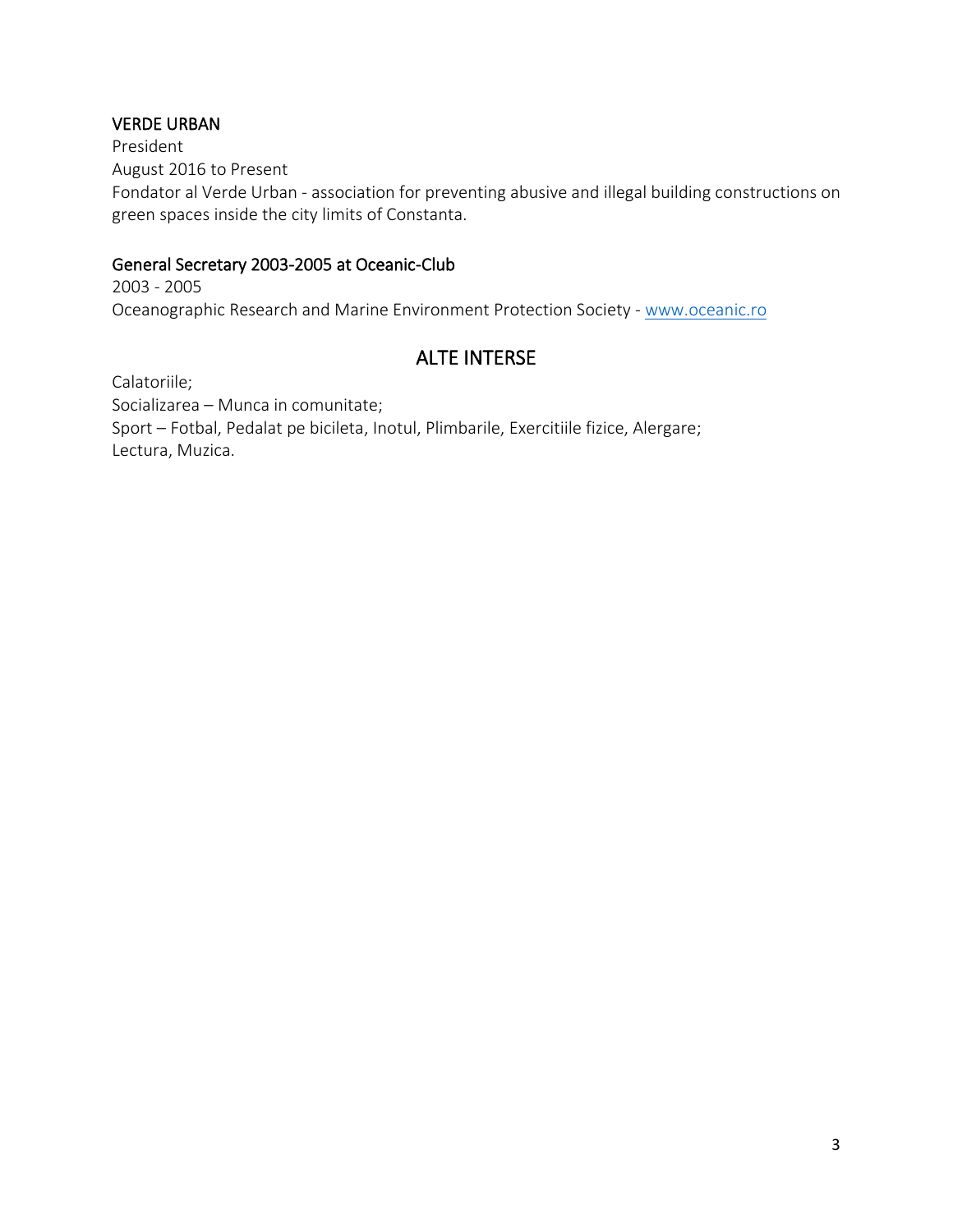### VERDE URBAN

President
August 2016 to Present
Fondator al Verde Urban - association for preventing abusive and illegal building constructions on green spaces inside the city limits of Constanta.

### General Secretary 2003-2005 at Oceanic-Club

2003 - 2005
Oceanographic Research and Marine Environment Protection Society - [www.oceanic.ro](http://www.oceanic.ro)

## ALTE INTERSE

Calatoriile;
Socializarea – Munca in comunitate;
Sport – Fotbal, Pedalat pe bicileta, Inotul, Plimbarile, Exercitiile fizice, Alergare;
Lectura, Muzica.